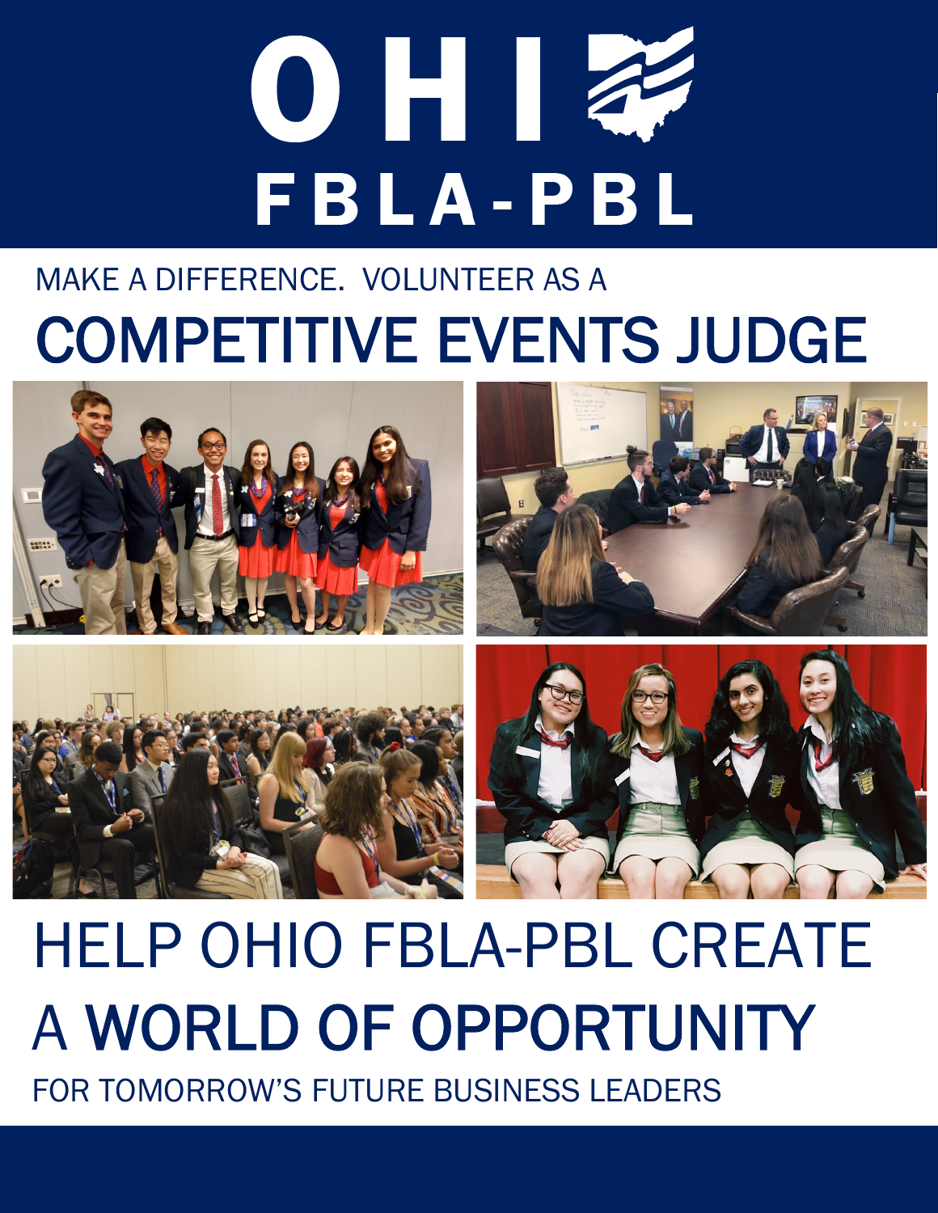# OHIO FBLA-PBL

MAKE A DIFFERENCE. VOLUNTEER AS A

## COMPETITIVE EVENTS JUDGE

HELP OHIO FBLA-PBL CREATE A **WORLD OF OPPORTUNITY**

FOR TOMORROW'S FUTURE BUSINESS LEADERS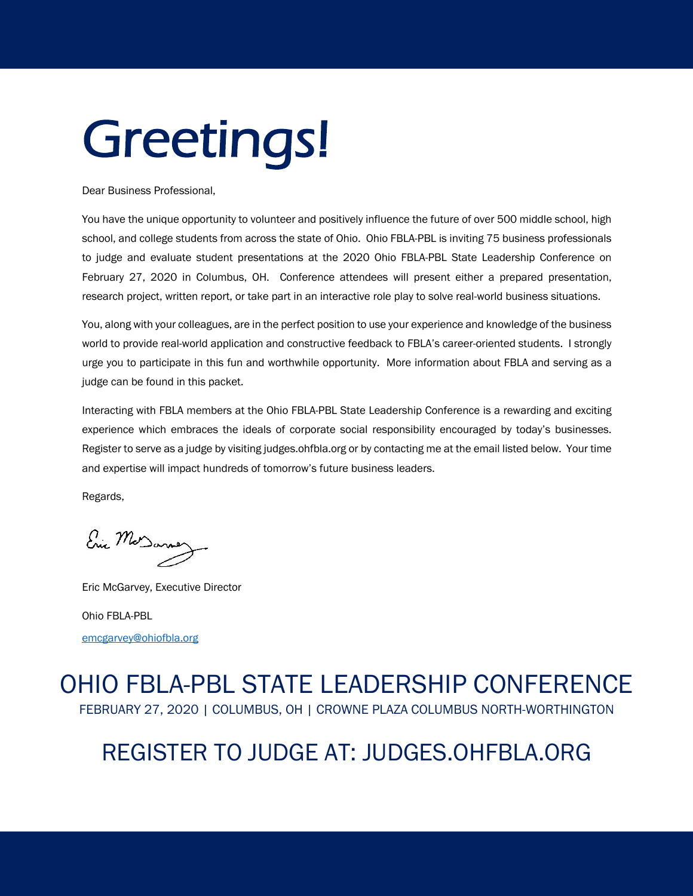# Greetings!

Dear Business Professional,

You have the unique opportunity to volunteer and positively influence the future of over 500 middle school, high school, and college students from across the state of Ohio. Ohio FBLA-PBL is inviting 75 business professionals to judge and evaluate student presentations at the 2020 Ohio FBLA-PBL State Leadership Conference on February 27, 2020 in Columbus, OH. Conference attendees will present either a prepared presentation, research project, written report, or take part in an interactive role play to solve real-world business situations.

You, along with your colleagues, are in the perfect position to use your experience and knowledge of the business world to provide real-world application and constructive feedback to FBLA's career-oriented students. I strongly urge you to participate in this fun and worthwhile opportunity. More information about FBLA and serving as a judge can be found in this packet.

Interacting with FBLA members at the Ohio FBLA-PBL State Leadership Conference is a rewarding and exciting experience which embraces the ideals of corporate social responsibility encouraged by today's businesses. Register to serve as a judge by visiting judges.ohfbla.org or by contacting me at the email listed below. Your time and expertise will impact hundreds of tomorrow's future business leaders.

Regards,

Eric McGarvey, Executive Director

Ohio FBLA-PBL

emcgarvey@ohiofbla.org

## OHIO FBLA-PBL STATE LEADERSHIP CONFERENCE

FEBRUARY 27, 2020 | COLUMBUS, OH | CROWNE PLAZA COLUMBUS NORTH-WORTHINGTON

## REGISTER TO JUDGE AT: JUDGES.OHFBLA.ORG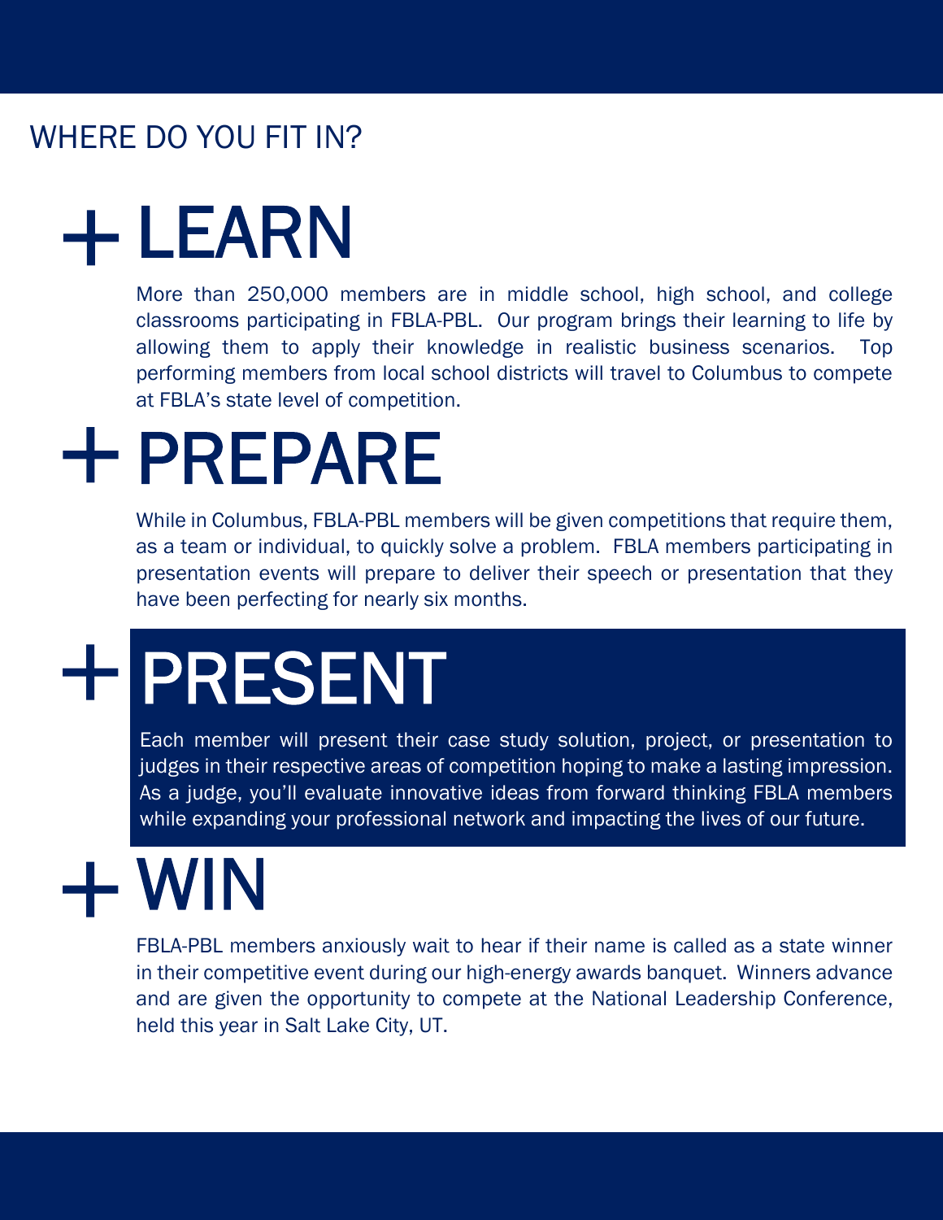## WHERE DO YOU FIT IN?

# + LEARN

More than 250,000 members are in middle school, high school, and college classrooms participating in FBLA-PBL. Our program brings their learning to life by allowing them to apply their knowledge in realistic business scenarios. Top performing members from local school districts will travel to Columbus to compete at FBLA's state level of competition.

# + PREPARE

While in Columbus, FBLA-PBL members will be given competitions that require them, as a team or individual, to quickly solve a problem. FBLA members participating in presentation events will prepare to deliver their speech or presentation that they have been perfecting for nearly six months.

# + PRESENT

Each member will present their case study solution, project, or presentation to judges in their respective areas of competition hoping to make a lasting impression. As a judge, you'll evaluate innovative ideas from forward thinking FBLA members while expanding your professional network and impacting the lives of our future.

# + WIN

FBLA-PBL members anxiously wait to hear if their name is called as a state winner in their competitive event during our high-energy awards banquet. Winners advance and are given the opportunity to compete at the National Leadership Conference, held this year in Salt Lake City, UT.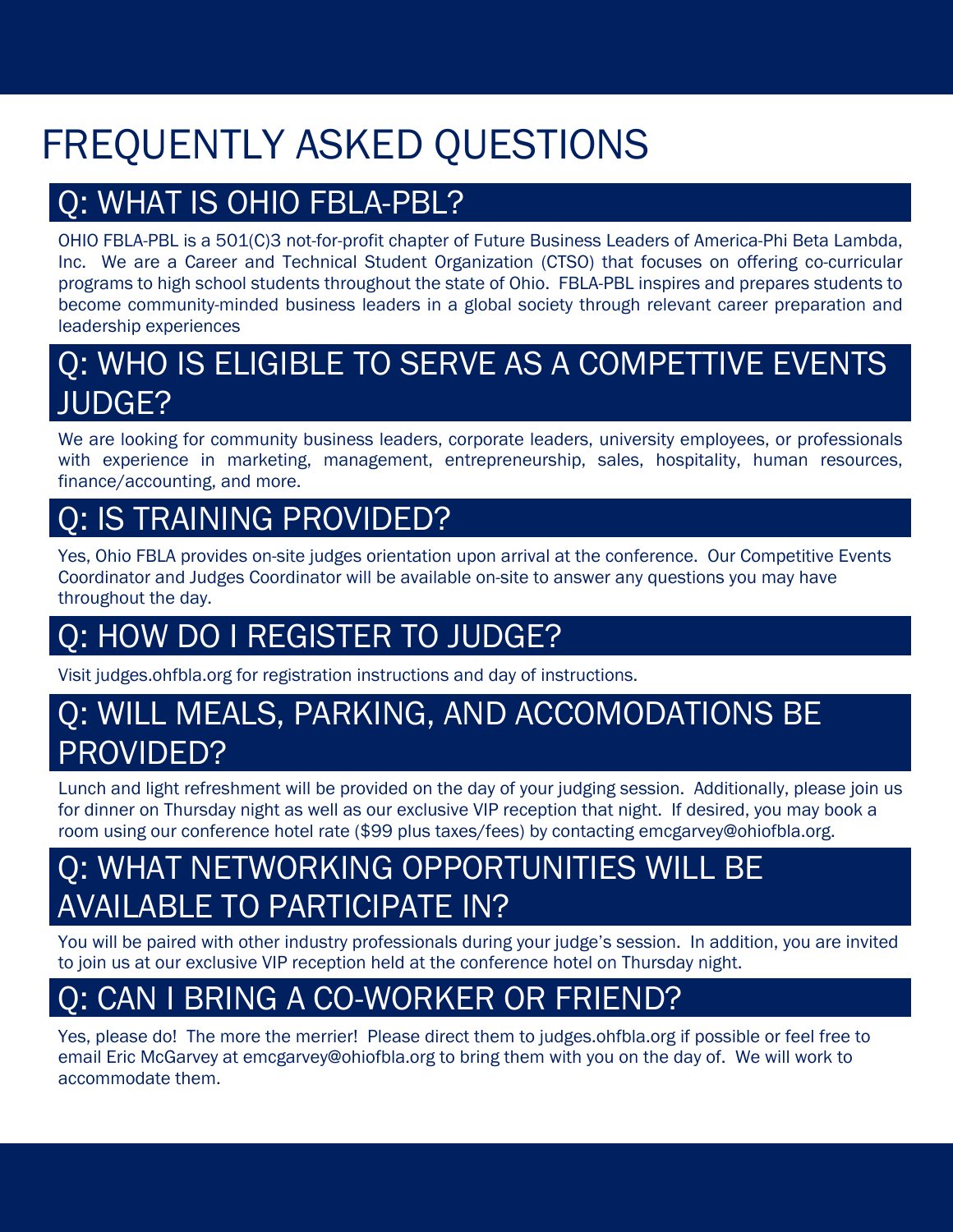# FREQUENTLY ASKED QUESTIONS

## Q: WHAT IS OHIO FBLA-PBL?

OHIO FBLA-PBL is a 501(C)3 not-for-profit chapter of Future Business Leaders of America-Phi Beta Lambda, Inc. We are a Career and Technical Student Organization (CTSO) that focuses on offering co-curricular programs to high school students throughout the state of Ohio. FBLA-PBL inspires and prepares students to become community-minded business leaders in a global society through relevant career preparation and leadership experiences

## Q: WHO IS ELIGIBLE TO SERVE AS A COMPETTIVE EVENTS JUDGE?

We are looking for community business leaders, corporate leaders, university employees, or professionals with experience in marketing, management, entrepreneurship, sales, hospitality, human resources, finance/accounting, and more.

## Q: IS TRAINING PROVIDED?

Yes, Ohio FBLA provides on-site judges orientation upon arrival at the conference. Our Competitive Events Coordinator and Judges Coordinator will be available on-site to answer any questions you may have throughout the day.

## Q: HOW DO I REGISTER TO JUDGE?

Visit judges.ohfbla.org for registration instructions and day of instructions.

## Q: WILL MEALS, PARKING, AND ACCOMODATIONS BE PROVIDED?

Lunch and light refreshment will be provided on the day of your judging session. Additionally, please join us for dinner on Thursday night as well as our exclusive VIP reception that night. If desired, you may book a room using our conference hotel rate ($99 plus taxes/fees) by contacting emcgarvey@ohiofbla.org.

## Q: WHAT NETWORKING OPPORTUNITIES WILL BE AVAILABLE TO PARTICIPATE IN?

You will be paired with other industry professionals during your judge's session. In addition, you are invited to join us at our exclusive VIP reception held at the conference hotel on Thursday night.

## Q: CAN I BRING A CO-WORKER OR FRIEND?

Yes, please do! The more the merrier! Please direct them to judges.ohfbla.org if possible or feel free to email Eric McGarvey at emcgarvey@ohiofbla.org to bring them with you on the day of. We will work to accommodate them.